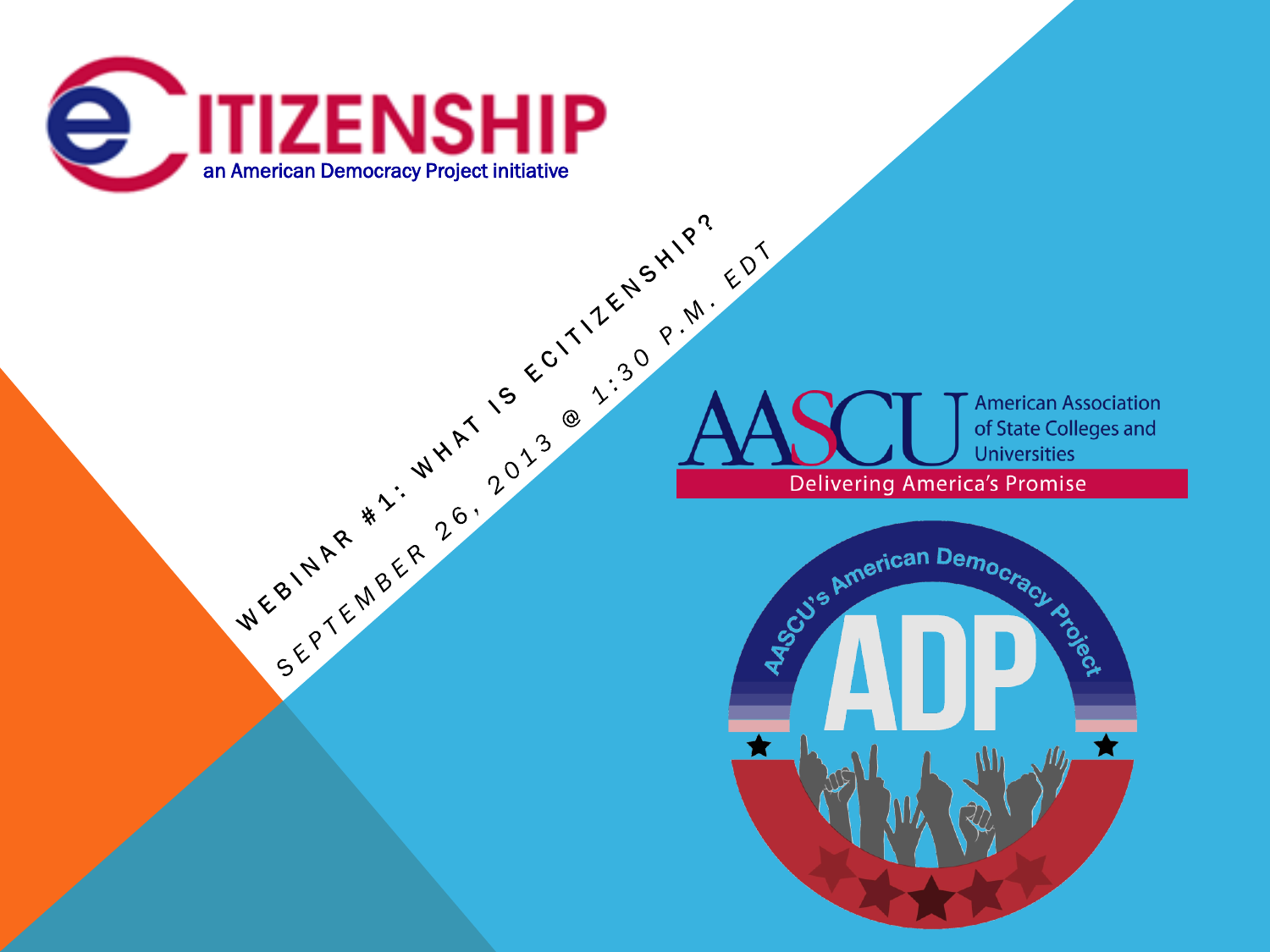# Webinar #1: What is eCitizenship?

September 26, 2013 @ 1:30 p.m. EDT

eCITIZENSHIP

an American Democracy Project initiative

AASCU American Association of State Colleges and Universities

Delivering America's Promise

AASCU's American Democracy Project

ADP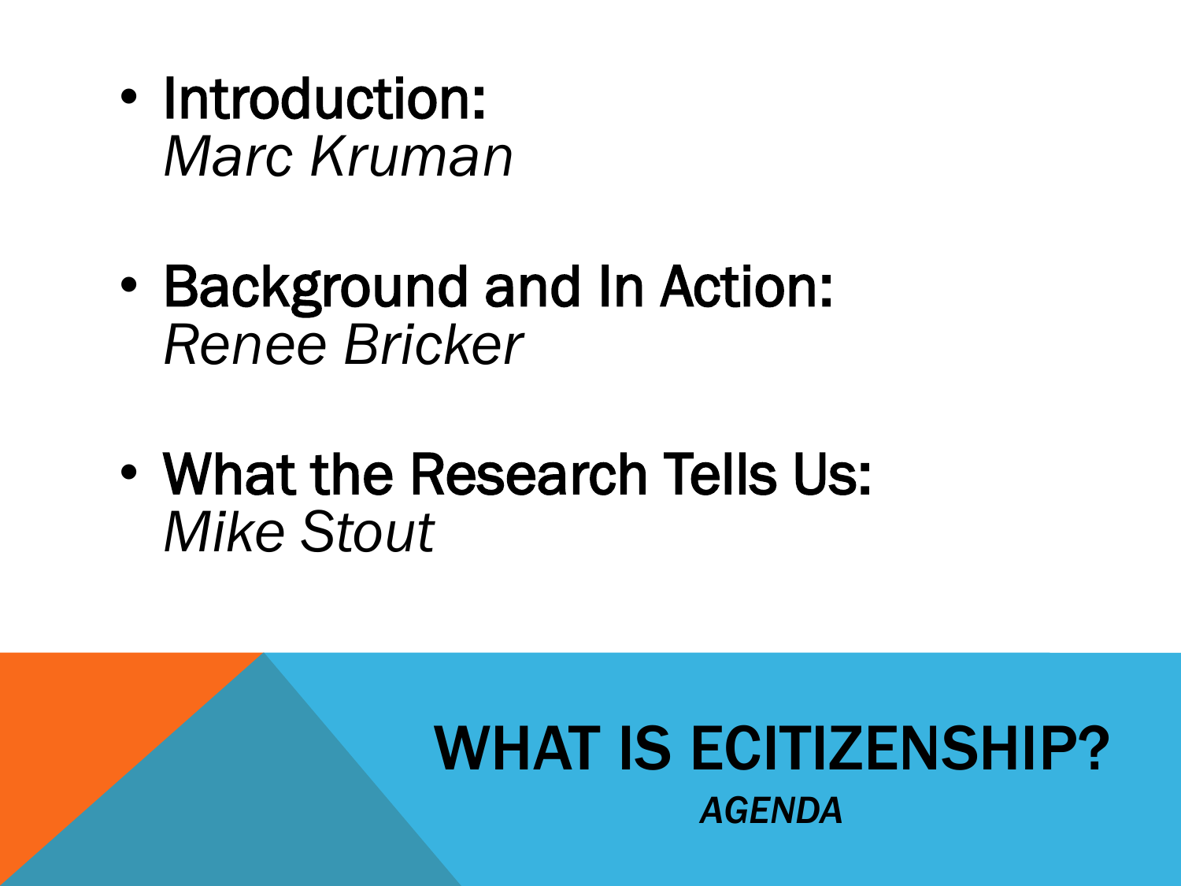# WHAT IS ECITIZENSHIP?

*AGENDA*

- Introduction:
  *Marc Kruman*

- Background and In Action:
  *Renee Bricker*

- What the Research Tells Us:
  *Mike Stout*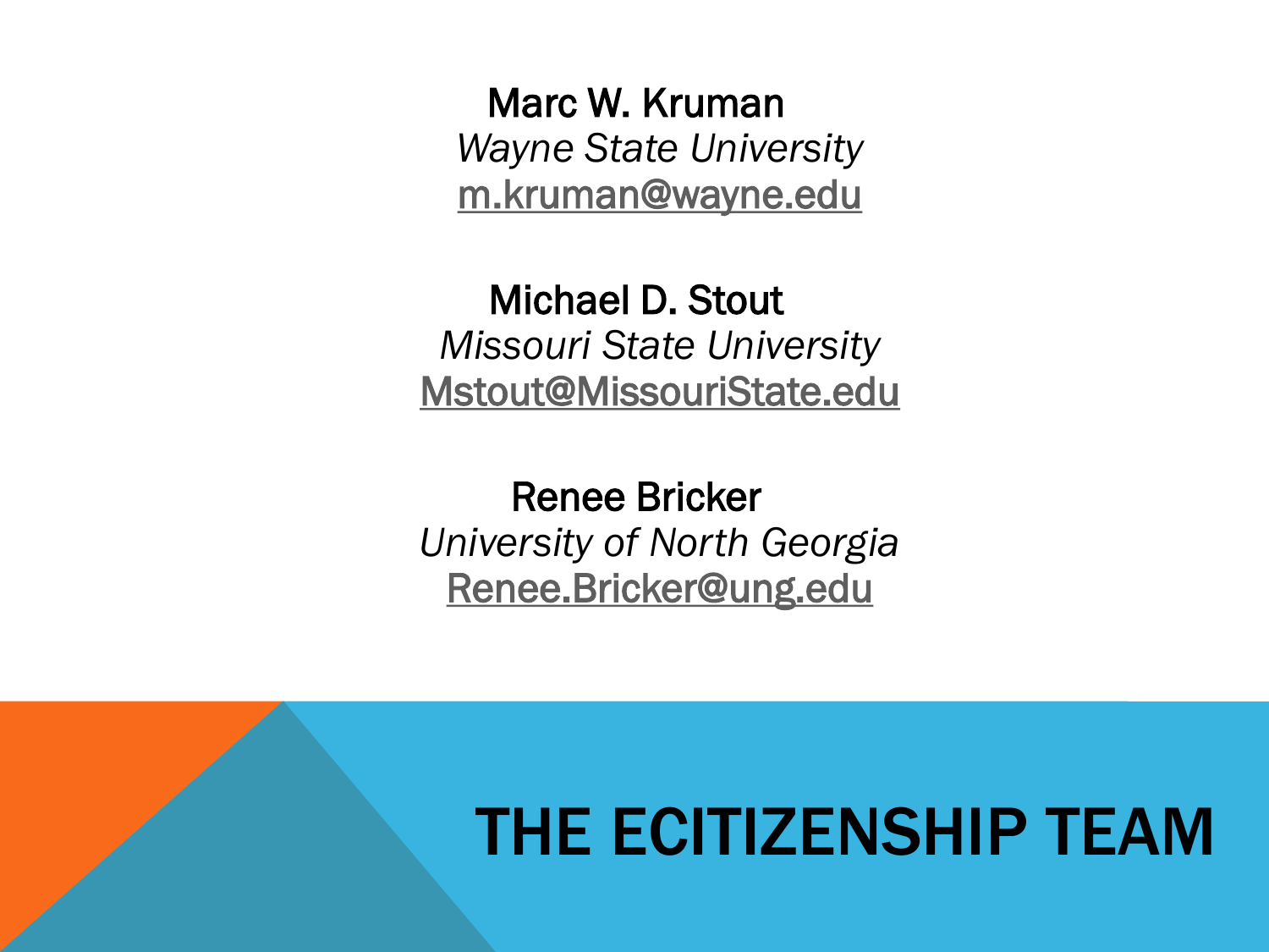# THE ECITIZENSHIP TEAM

**Marc W. Kruman**
*Wayne State University*
m.kruman@wayne.edu

**Michael D. Stout**
*Missouri State University*
Mstout@MissouriState.edu

**Renee Bricker**
*University of North Georgia*
Renee.Bricker@ung.edu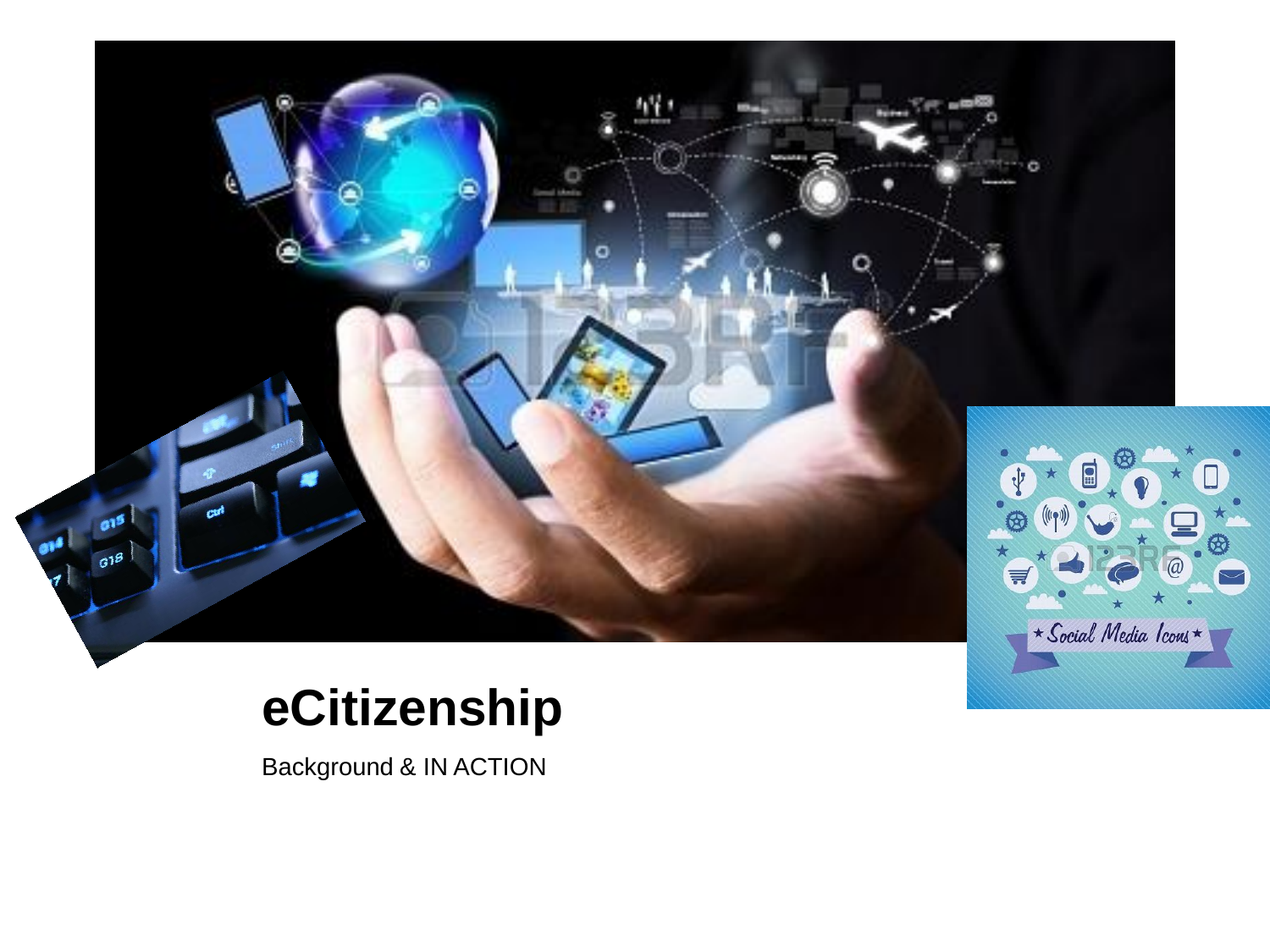# eCitizenship

Background & IN ACTION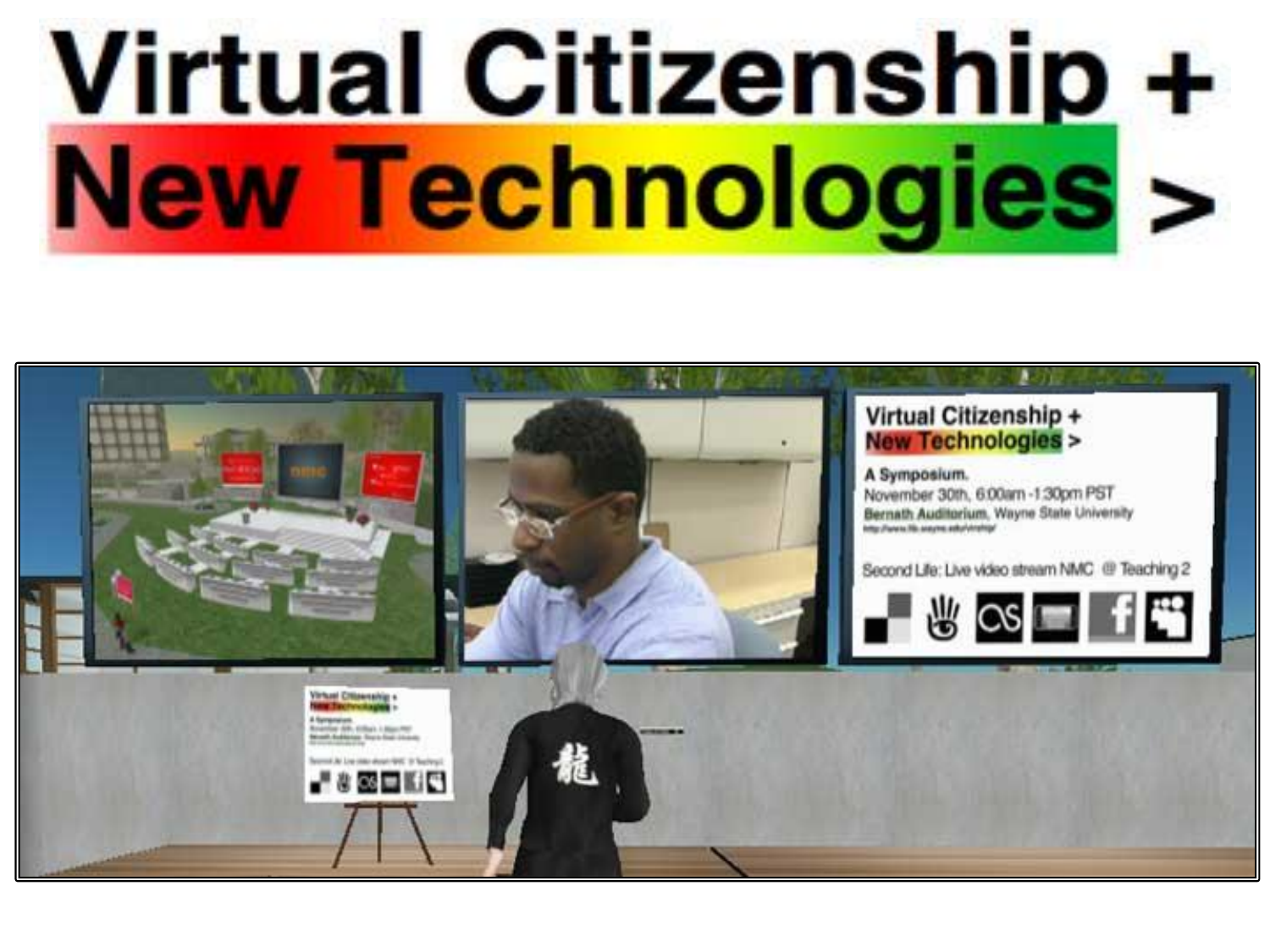# Virtual Citizenship + New Technologies >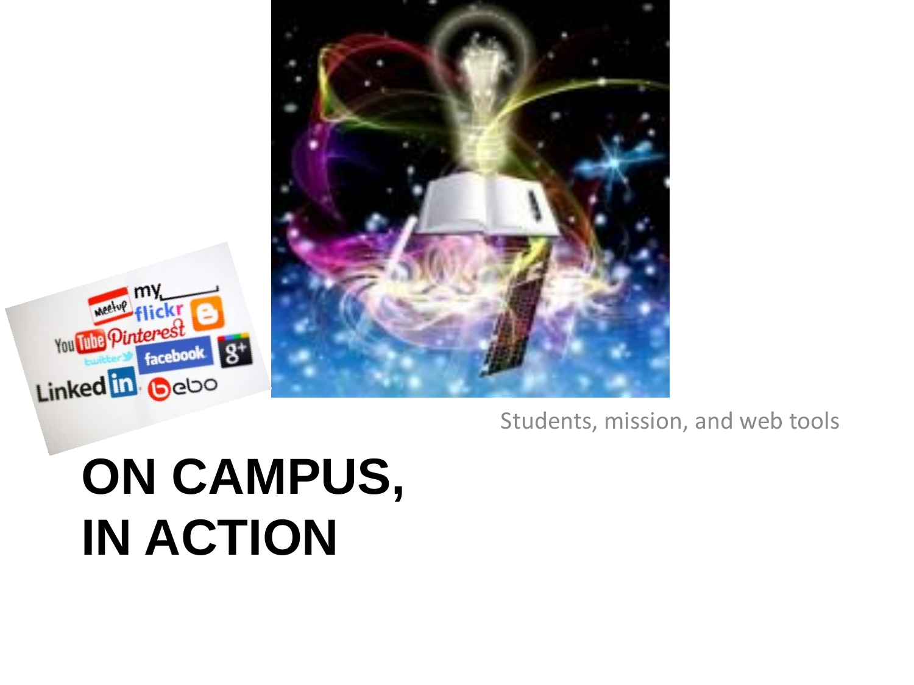Students, mission, and web tools

# ON CAMPUS, IN ACTION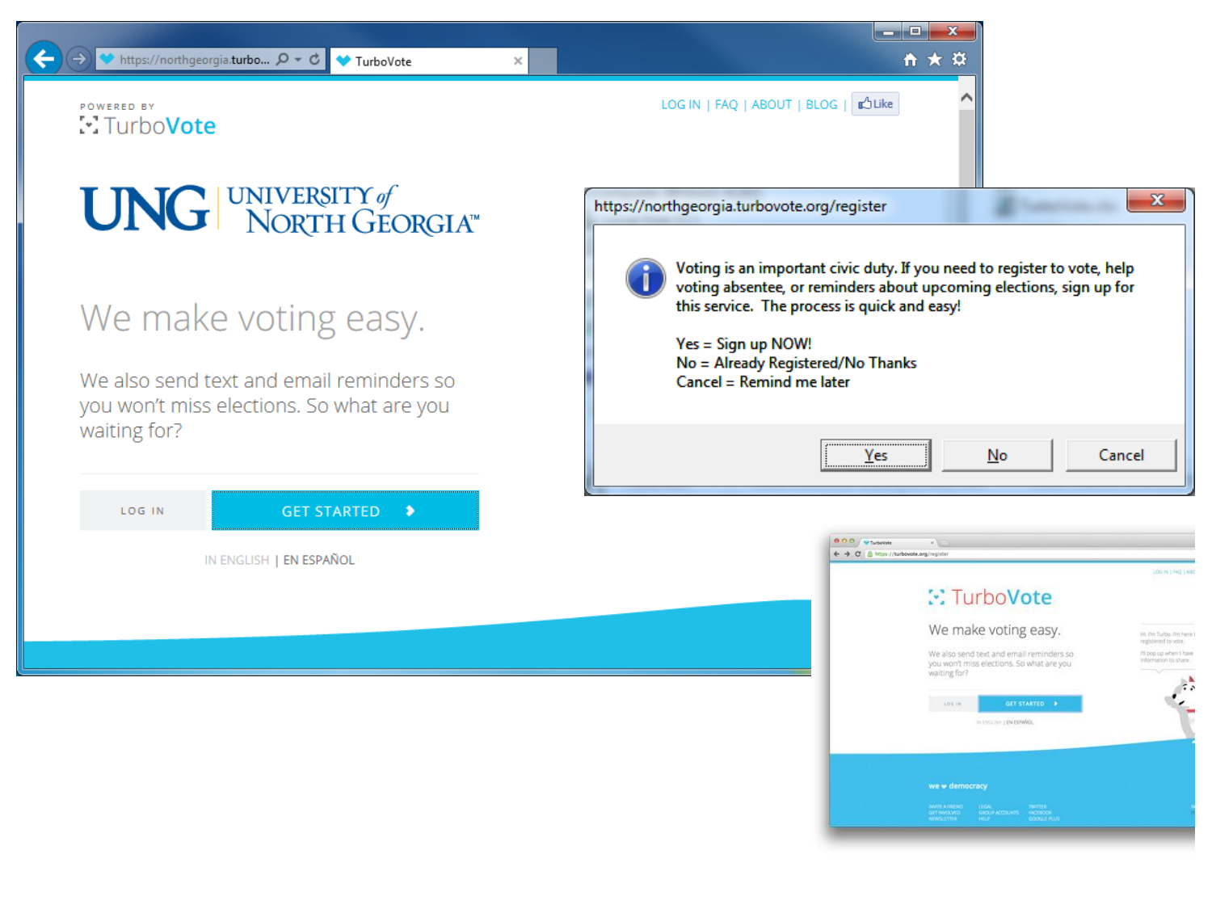POWERED BY

TurboVote

LOG IN | FAQ | ABOUT | BLOG | Like

UNG | UNIVERSITY of NORTH GEORGIA™

We make voting easy.

We also send text and email reminders so you won't miss elections. So what are you waiting for?

LOG IN | GET STARTED

IN ENGLISH | EN ESPAÑOL

https://northgeorgia.turbovote.org/register

Voting is an important civic duty. If you need to register to vote, help voting absentee, or reminders about upcoming elections, sign up for this service. The process is quick and easy!

Yes = Sign up NOW!
No = Already Registered/No Thanks
Cancel = Remind me later

Yes | No | Cancel

TurboVote

We make voting easy.

We also send text and email reminders so you won't miss elections. So what are you waiting for?

LOG IN | GET STARTED

IN ENGLISH | EN ESPAÑOL

we ♥ democracy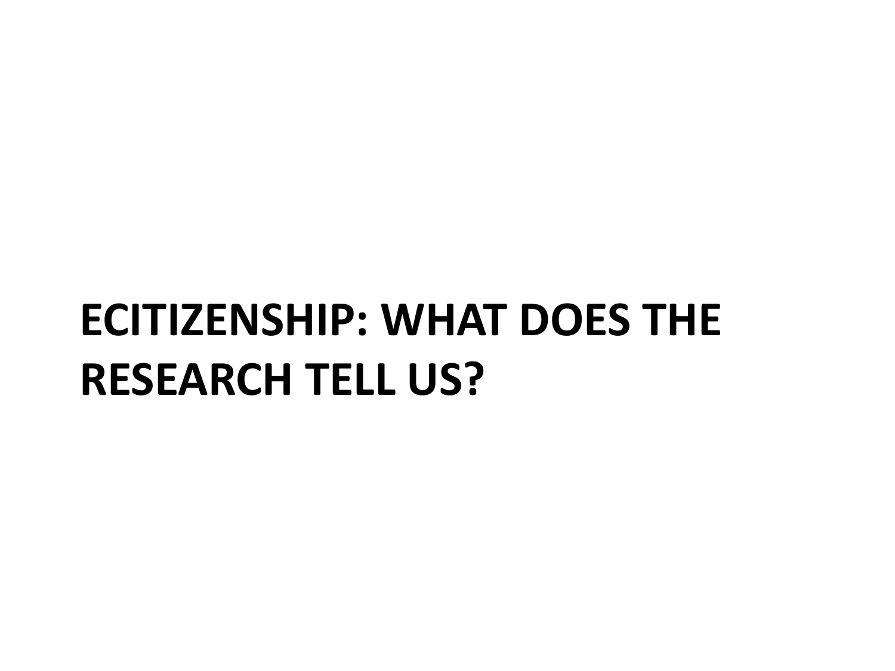# ECITIZENSHIP: WHAT DOES THE RESEARCH TELL US?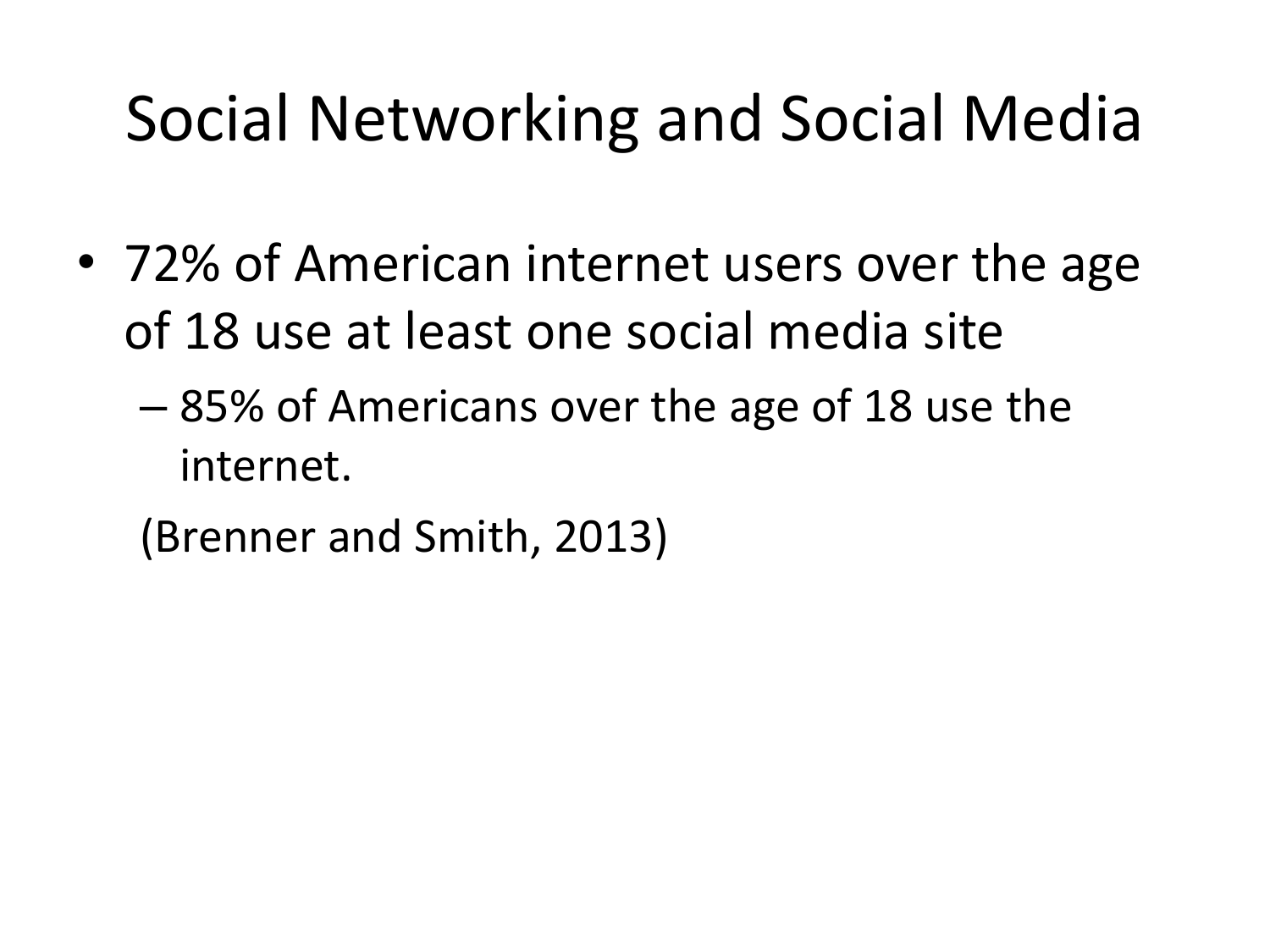# Social Networking and Social Media

- 72% of American internet users over the age of 18 use at least one social media site
  - 85% of Americans over the age of 18 use the internet.

  (Brenner and Smith, 2013)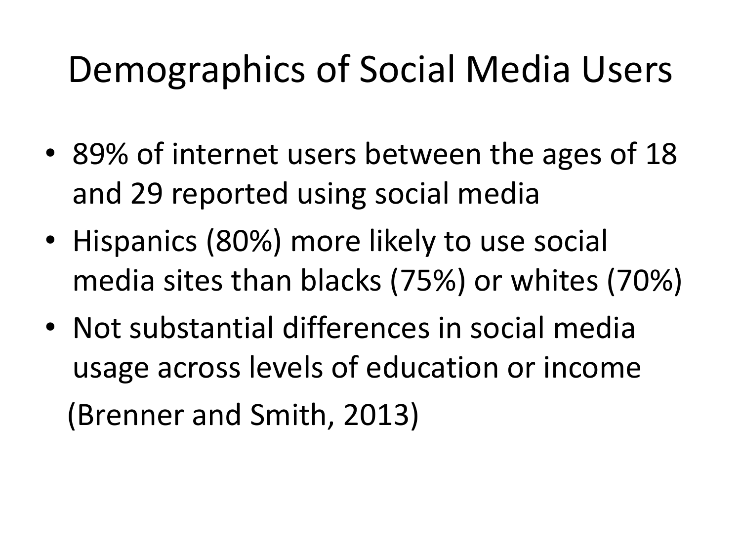# Demographics of Social Media Users

- 89% of internet users between the ages of 18 and 29 reported using social media
- Hispanics (80%) more likely to use social media sites than blacks (75%) or whites (70%)
- Not substantial differences in social media usage across levels of education or income

(Brenner and Smith, 2013)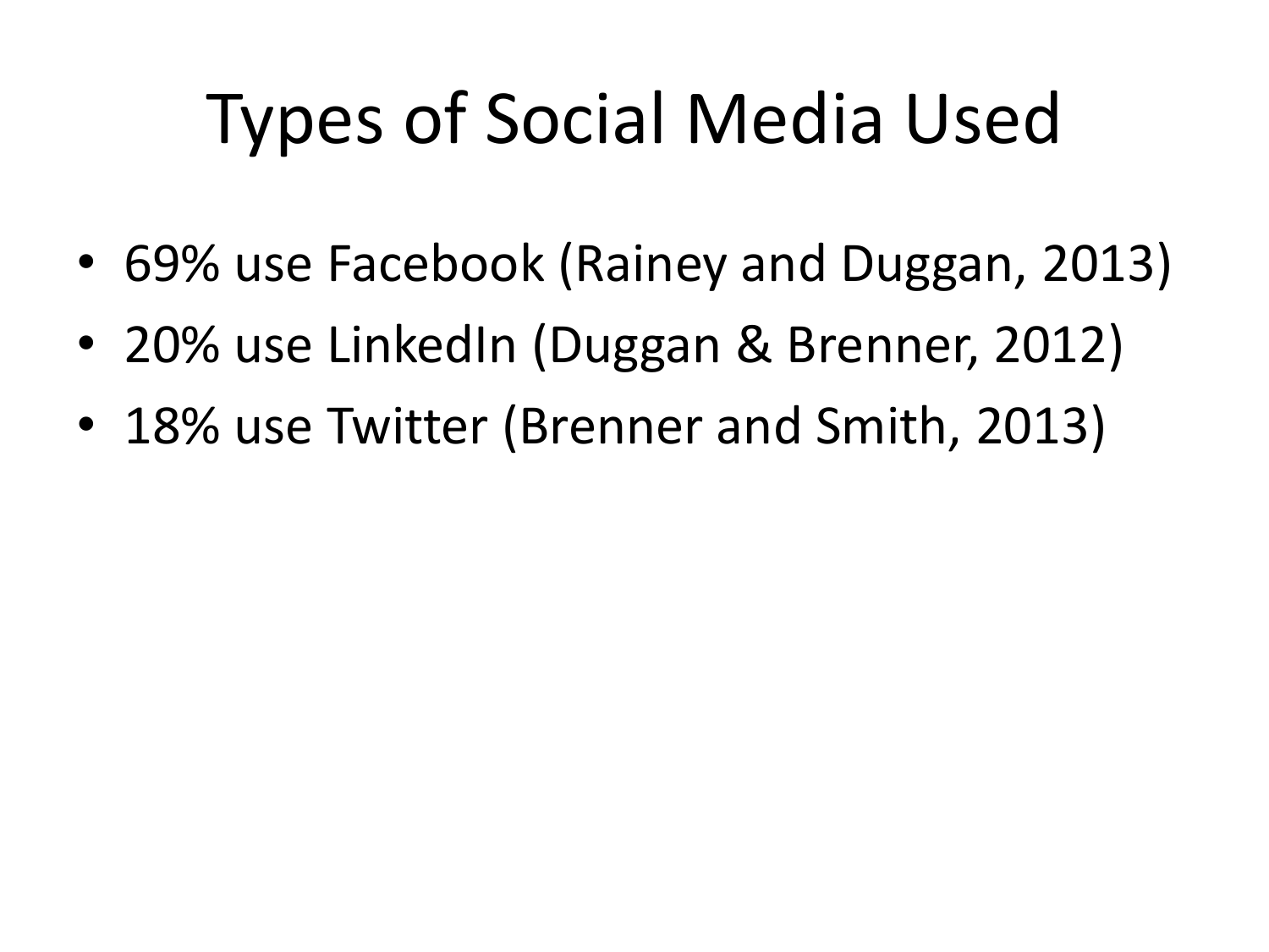# Types of Social Media Used

- 69% use Facebook (Rainey and Duggan, 2013)
- 20% use LinkedIn (Duggan & Brenner, 2012)
- 18% use Twitter (Brenner and Smith, 2013)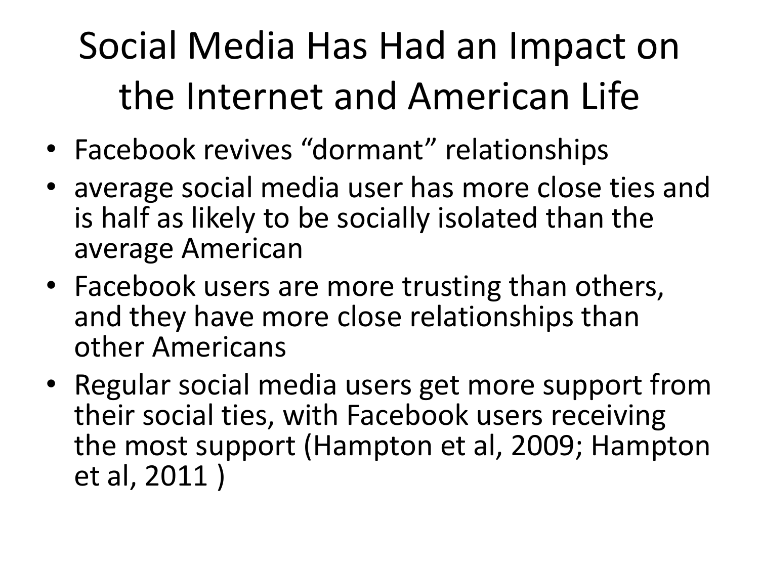# Social Media Has Had an Impact on the Internet and American Life

- Facebook revives “dormant” relationships
- average social media user has more close ties and is half as likely to be socially isolated than the average American
- Facebook users are more trusting than others, and they have more close relationships than other Americans
- Regular social media users get more support from their social ties, with Facebook users receiving the most support (Hampton et al, 2009; Hampton et al, 2011 )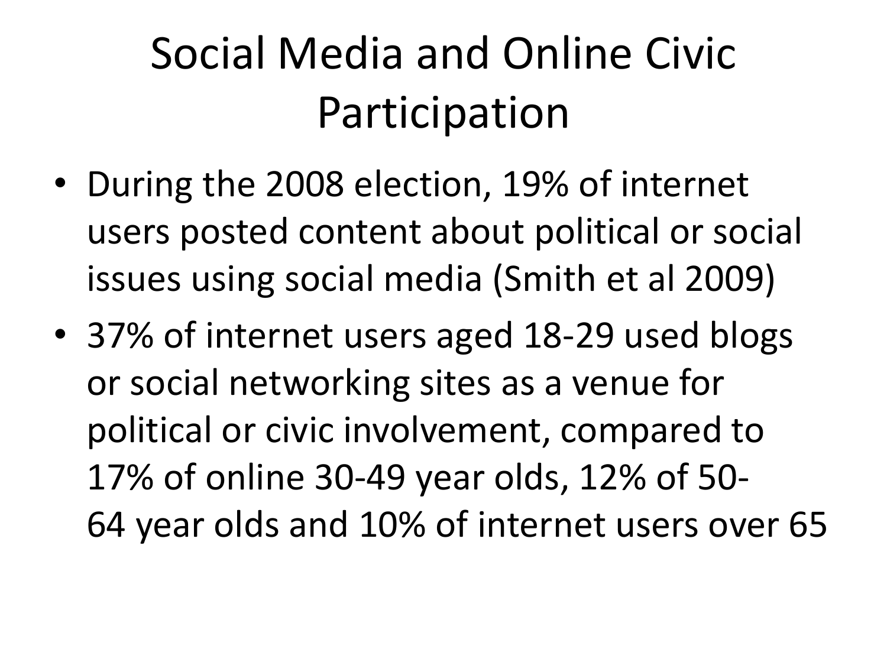# Social Media and Online Civic Participation

- During the 2008 election, 19% of internet users posted content about political or social issues using social media (Smith et al 2009)
- 37% of internet users aged 18-29 used blogs or social networking sites as a venue for political or civic involvement, compared to 17% of online 30-49 year olds, 12% of 50-64 year olds and 10% of internet users over 65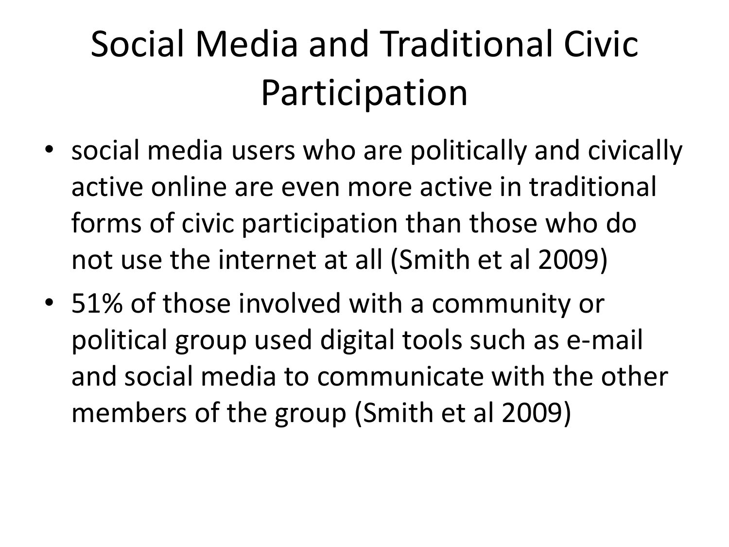# Social Media and Traditional Civic Participation

- social media users who are politically and civically active online are even more active in traditional forms of civic participation than those who do not use the internet at all (Smith et al 2009)
- 51% of those involved with a community or political group used digital tools such as e-mail and social media to communicate with the other members of the group (Smith et al 2009)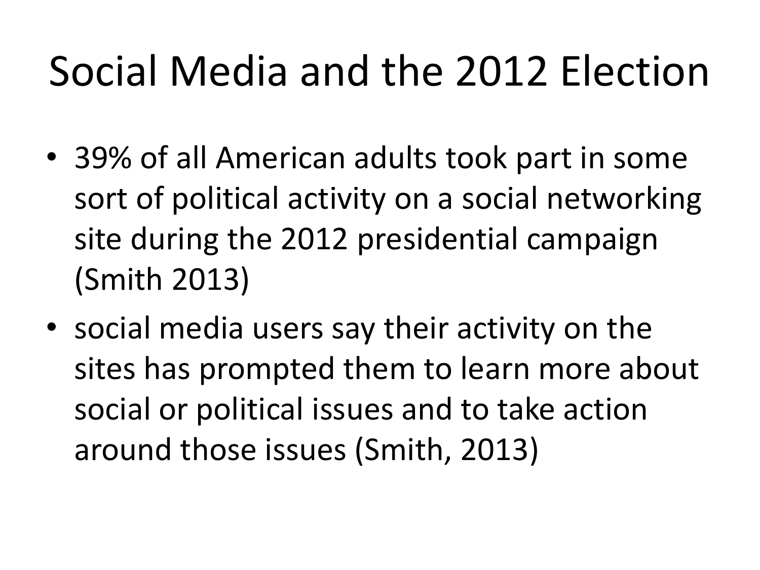# Social Media and the 2012 Election

- 39% of all American adults took part in some sort of political activity on a social networking site during the 2012 presidential campaign (Smith 2013)
- social media users say their activity on the sites has prompted them to learn more about social or political issues and to take action around those issues (Smith, 2013)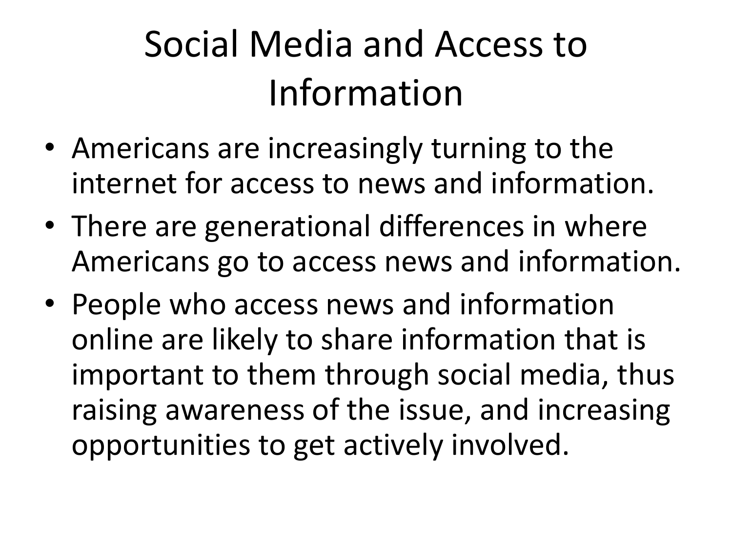# Social Media and Access to Information

- Americans are increasingly turning to the internet for access to news and information.
- There are generational differences in where Americans go to access news and information.
- People who access news and information online are likely to share information that is important to them through social media, thus raising awareness of the issue, and increasing opportunities to get actively involved.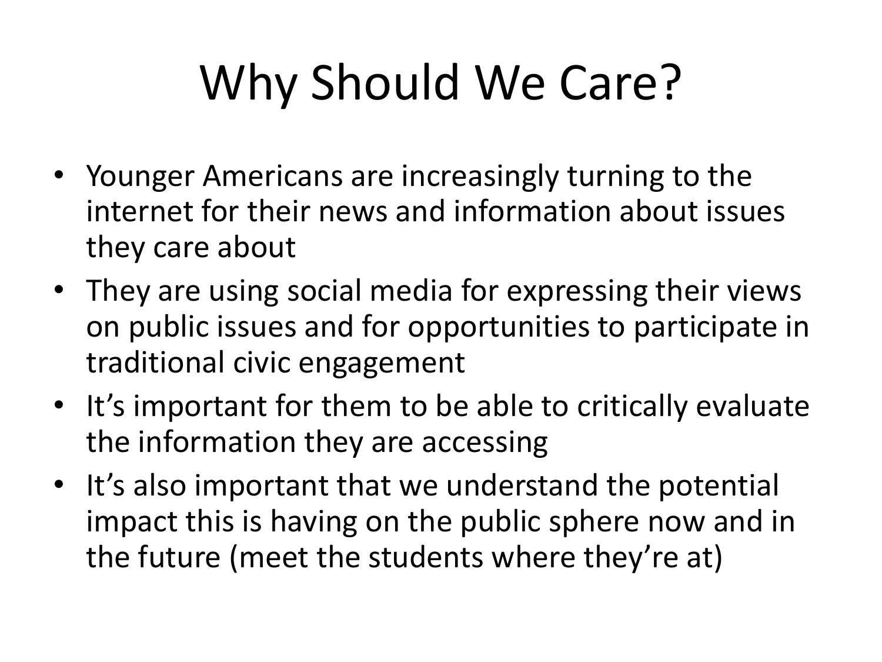# Why Should We Care?

- Younger Americans are increasingly turning to the internet for their news and information about issues they care about
- They are using social media for expressing their views on public issues and for opportunities to participate in traditional civic engagement
- It's important for them to be able to critically evaluate the information they are accessing
- It's also important that we understand the potential impact this is having on the public sphere now and in the future (meet the students where they're at)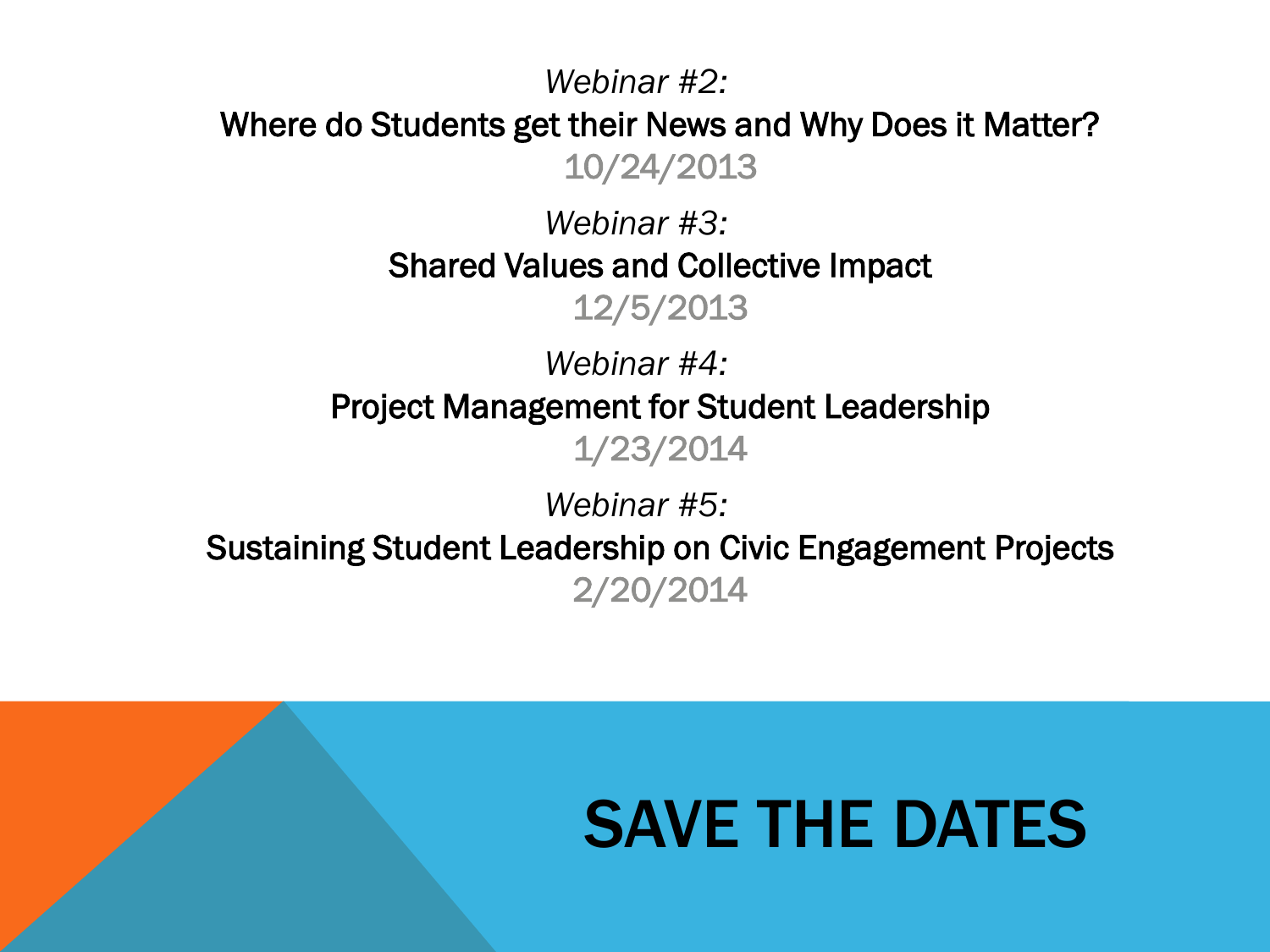# SAVE THE DATES

*Webinar #2:*

Where do Students get their News and Why Does it Matter?

10/24/2013

*Webinar #3:*

Shared Values and Collective Impact

12/5/2013

*Webinar #4:*

Project Management for Student Leadership

1/23/2014

*Webinar #5:*

Sustaining Student Leadership on Civic Engagement Projects

2/20/2014